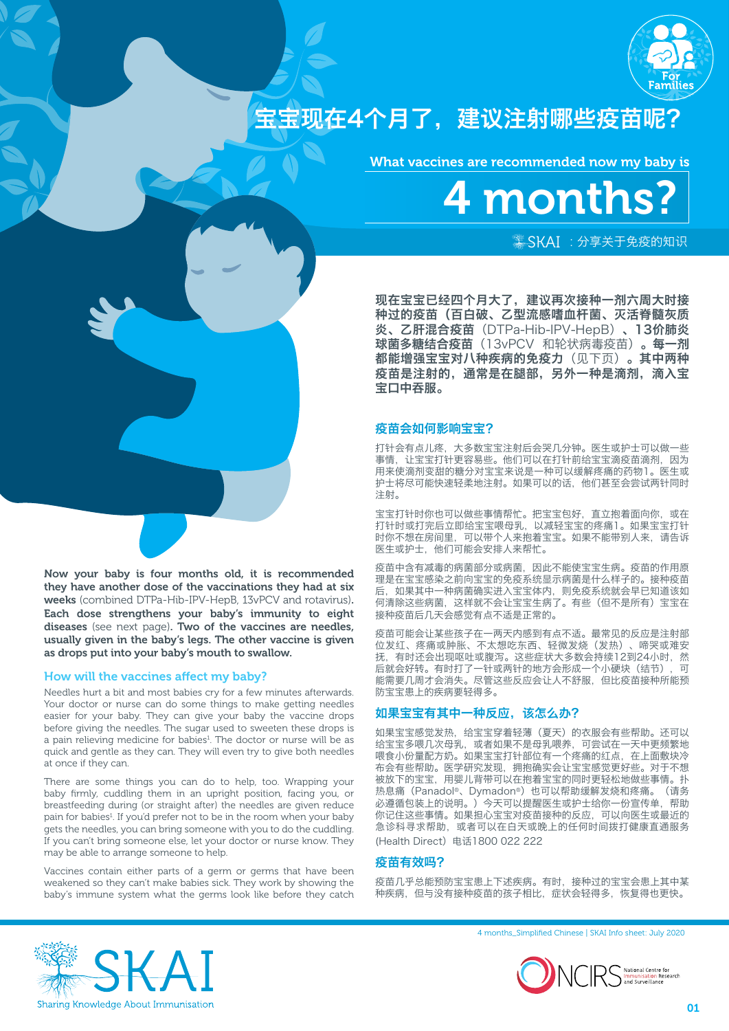# 宝宝现在4个月了，建议注射哪些疫苗呢？

## What vaccines are recommended now my baby is 4 months?

SKAI ：分享关于免疫的知识

**现在宝宝已经四个月大了，建议再次接种一剂六周大时接种过的疫苗（百白破、乙型流感嗜血杆菌、灭活脊髓灰质炎、乙肝混合疫苗（DTPa-Hib-IPV-HepB）、13价肺炎球菌多糖结合疫苗（13vPCV 和轮状病毒疫苗）。每一剂都能增强宝宝对八种疾病的免疫力（见下页）。其中两种疫苗是注射的，通常是在腿部，另外一种是滴剂，滴入宝宝口中吞服。**

### 疫苗会如何影响宝宝？

打针会有点儿疼，大多数宝宝注射后会哭几分钟。医生或护士可以做一些事情，让宝宝打针更容易些。他们可以在打针前给宝宝滴疫苗滴剂，因为用来使滴剂变甜的糖分对宝宝来说是一种可以缓解疼痛的药物1。医生或护士将尽可能快速轻柔地注射。如果可以的话，他们甚至会尝试两针同时注射。

宝宝打针时你也可以做些事情帮忙。把宝宝包好，直立抱着面向你，或在打针时或打完后立即给宝宝喂母乳，以减轻宝宝的疼痛1。如果宝宝打针时你不想在房间里，可以带个人来抱着宝宝。如果不能带别人来，请告诉医生或护士，他们可能会安排人来帮忙。

疫苗中含有减毒的病菌部分或病菌，因此不能使宝宝生病。疫苗的作用原理是在宝宝感染之前向宝宝的免疫系统显示病菌是什么样子的。接种疫苗后，如果其中一种病菌确实进入宝宝体内，则免疫系统就会早已知道该如何清除这些病菌，这样就不会让宝宝生病了。有些（但不是所有）宝宝在接种疫苗后几天会感觉有点不适是正常的。

疫苗可能会让某些孩子在一两天内感到有点不适。最常见的反应是注射部位发红、疼痛或肿胀、不太想吃东西、轻微发烧（发热）、啼哭或难安抚，有时还会出现呕吐或腹泻。这些症状大多数会持续12到24小时，然后就会好转。有时打了一针或两针的地方会形成一个小硬块（结节），可能需要几周才会消失。尽管这些反应会让人不舒服，但比疫苗接种所能预防宝宝患上的疾病要轻得多。

### 如果宝宝有其中一种反应，该怎么办？

如果宝宝感觉发热，给宝宝穿着轻薄（夏天）的衣服会有些帮助。还可以给宝宝多喂几次母乳，或者如果不是母乳喂养，可尝试在一天中更频繁地喂食小份量配方奶。如果宝宝打针部位有一个疼痛的红点，在上面敷块冷布会有些帮助。医学研究发现，拥抱确实会让宝宝感觉更好些。对于不想被放下的宝宝，用婴儿背带可以在抱着宝宝的同时更轻松地做些事情。扑热息痛（Panadol®、Dymadon®）也可以帮助缓解发烧和疼痛。（请务必遵循包装上的说明。）今天可以提醒医生或护士给你一份宣传单，帮助你记住这些事情。如果担心宝宝对疫苗接种的反应，可以向医生或最近的急诊科寻求帮助，或者可以在白天或晚上的任何时间拨打健康直通服务(Health Direct）电话1800 022 222

### 疫苗有效吗？

疫苗几乎总能预防宝宝患上上述疾病。有时，接种过的宝宝会患上其中某种疾病，但与没有接种疫苗的孩子相比，症状会轻得多，恢复得也更快。

**Now your baby is four months old, it is recommended they have another dose of the vaccinations they had at six weeks** (combined DTPa-Hib-IPV-HepB, 13vPCV and rotavirus)**. Each dose strengthens your baby's immunity to eight diseases** (see next page)**. Two of the vaccines are needles, usually given in the baby's legs. The other vaccine is given as drops put into your baby's mouth to swallow.**

### How will the vaccines affect my baby?

Needles hurt a bit and most babies cry for a few minutes afterwards. Your doctor or nurse can do some things to make getting needles easier for your baby. They can give your baby the vaccine drops before giving the needles. The sugar used to sweeten these drops is a pain relieving medicine for babies[1]. The doctor or nurse will be as quick and gentle as they can. They will even try to give both needles at once if they can.

There are some things you can do to help, too. Wrapping your baby firmly, cuddling them in an upright position, facing you, or breastfeeding during (or straight after) the needles are given reduce pain for babies[1]. If you'd prefer not to be in the room when your baby gets the needles, you can bring someone with you to do the cuddling. If you can't bring someone else, let your doctor or nurse know. They may be able to arrange someone to help.

Vaccines contain either parts of a germ or germs that have been weakened so they can't make babies sick. They work by showing the baby's immune system what the germs look like before they catch

4 months_Simplified Chinese | SKAI Info sheet: July 2020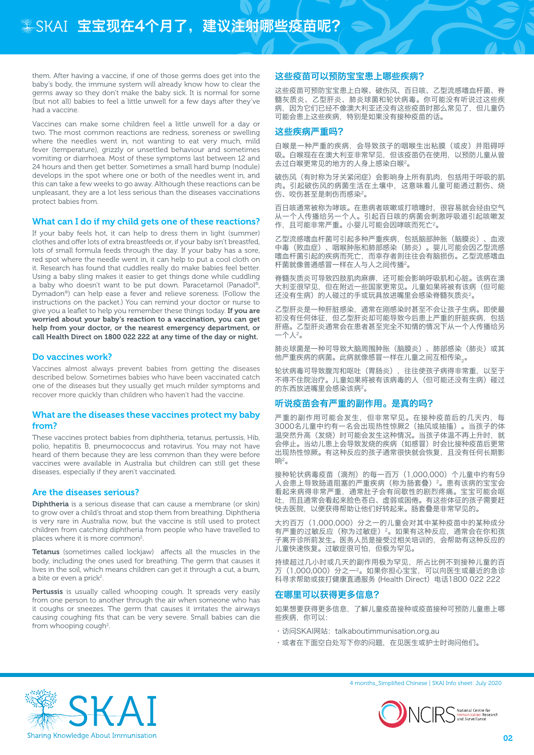them. After having a vaccine, if one of those germs does get into the baby's body, the immune system will already know how to clear the germs away so they don't make the baby sick. It is normal for some (but not all) babies to feel a little unwell for a few days after they've had a vaccine.

Vaccines can make some children feel a little unwell for a day or two. The most common reactions are redness, soreness or swelling where the needles went in, not wanting to eat very much, mild fever (temperature), grizzly or unsettled behaviour and sometimes vomiting or diarrhoea. Most of these symptoms last between 12 and 24 hours and then get better. Sometimes a small hard bump (nodule) develops in the spot where one or both of the needles went in, and this can take a few weeks to go away. Although these reactions can be unpleasant, they are a lot less serious than the diseases vaccinations protect babies from.

## What can I do if my child gets one of these reactions?

If your baby feels hot, it can help to dress them in light (summer) clothes and offer lots of extra breastfeeds or, if your baby isn't breastfed, lots of small formula feeds through the day. If your baby has a sore, red spot where the needle went in, it can help to put a cool cloth on it. Research has found that cuddles really do make babies feel better. Using a baby sling makes it easier to get things done while cuddling a baby who doesn't want to be put down. Paracetamol (Panadol®, Dymadon®) can help ease a fever and relieve soreness. (Follow the instructions on the packet.) You can remind your doctor or nurse to give you a leaflet to help you remember these things today. **If you are worried about your baby's reaction to a vaccination, you can get help from your doctor, or the nearest emergency department, or call Health Direct on 1800 022 222 at any time of the day or night.**

## Do vaccines work?

Vaccines almost always prevent babies from getting the diseases described below. Sometimes babies who have been vaccinated catch one of the diseases but they usually get much milder symptoms and recover more quickly than children who haven't had the vaccine.

## What are the diseases these vaccines protect my baby from?

These vaccines protect babies from diphtheria, tetanus, pertussis, Hib, polio, hepatitis B, pneumococcus and rotavirus. You may not have heard of them because they are less common than they were before vaccines were available in Australia but children can still get these diseases, especially if they aren't vaccinated.

## Are the diseases serious?

**Diphtheria** is a serious disease that can cause a membrane (or skin) to grow over a child's throat and stop them from breathing. Diphtheria is very rare in Australia now, but the vaccine is still used to protect children from catching diphtheria from people who have travelled to places where it is more common[2].

**Tetanus** (sometimes called lockjaw) affects all the muscles in the body, including the ones used for breathing. The germ that causes it lives in the soil, which means children can get it through a cut, a burn, a bite or even a prick[2].

**Pertussis** is usually called whooping cough. It spreads very easily from one person to another through the air when someone who has it coughs or sneezes. The germ that causes it irritates the airways causing coughing fits that can be very severe. Small babies can die from whooping cough[2].

## 这些疫苗可以预防宝宝患上哪些疾病？

这些疫苗可预防宝宝患上白喉、破伤风、百日咳、乙型流感嗜血杆菌、脊髓灰质炎、乙型肝炎、肺炎球菌和轮状病毒。你可能没有听说过这些疾病，因为它们已经不像澳大利亚还没有这些疫苗时那么常见了，但儿童仍可能会患上这些疾病，特别是如果没有接种疫苗的话。

## 这些疾病严重吗？

白喉是一种严重的疾病，会导致孩子的咽喉生出粘膜（或皮）并阻碍呼吸。白喉现在在澳大利亚非常罕见，但该疫苗仍在使用，以预防儿童从曾去过白喉更常见的地方的人身上感染白喉[2]。

破伤风（有时称为牙关紧闭症）会影响身上所有肌肉，包括用于呼吸的肌肉。引起破伤风的病菌生活在土壤中，这意味着儿童可能通过割伤、烧伤、咬伤甚至是刺伤而感染[2]。

百日咳通常被称为哮咳。在患病者咳嗽或打喷嚏时，很容易就会经由空气从一个人传播给另一个人。引起百日咳的病菌会刺激呼吸道引起咳嗽发作，且可能非常严重。小婴儿可能会因哮咳而死亡[2]。

乙型流感嗜血杆菌可引起多种严重疾病，包括脑部肿胀（脑膜炎）、血液中毒（败血症）、咽喉肿胀和肺部感染（肺炎）。婴儿可能会因乙型流感嗜血杆菌而死亡，而幸存者则往往会有脑损伤。乙型流感嗜血杆菌就像普通感冒一样在人与人之间传播[2]。

脊髓灰质炎可导致四肢肌肉麻痹，还可能会影响呼吸肌和心脏。该病在澳大利亚很罕见，但在附近一些国家更常见。儿童如果将被有该病（但可能还没有生病）的人碰过的手或玩具放进嘴里会感染脊髓灰质炎[2]。

乙型肝炎是一种肝脏感染，通常在刚感染时甚至不会让孩子生病。即使最初没有任何体征，但乙型肝炎却可能导致今后患上严重的肝脏疾病，包括肝癌。乙型肝炎通常会在患者甚至完全不知情的情况下从一个人传播给另一个人[2]。

肺炎球菌是一种可导致大脑周围肿胀（脑膜炎）、肺部感染（肺炎）或其他严重疾病的病菌。此病就像感冒一样在儿童之间互相传染[2]。

轮状病毒可导致腹泻和呕吐（胃肠炎），往往使孩子病得非常重，以至于不得不住院治疗。儿童如果将被有该病毒的人（但可能还没有生病）碰过的东西放进嘴里会感染该病[2]。

## 听说疫苗会有严重的副作用。是真的吗？

严重的副作用可能会发生，但非常罕见。在接种疫苗后的几天内，每3000名儿童中约有一名会出现热性惊厥2（抽风或抽搐）[2]。当孩子的体温突然升高（发烧）时可能会发生这种情况。当孩子体温不再上升时，就会停止。当幼儿患上会导致发烧的疾病（如感冒）时会比接种疫苗后更常出现热性惊厥。有这种反应的孩子通常很快就会恢复，且没有任何长期影响[2]。

接种轮状病毒疫苗（滴剂）的每一百万（1,000,000）个儿童中约有59人会患上导致肠道阻塞的严重疾病（称为肠套叠）[2]。患有该病的宝宝会看起来病得非常严重，通常肚子会有间歇性的剧烈疼痛。宝宝可能会呕吐，而且通常会看起来脸色苍白、虚弱或困倦。有这些体征的孩子需要赶快去医院，以便获得帮助让他们好转起来。肠套叠是非常罕见的。

大约百万（1,000,000）分之一的儿童会对其中某种疫苗中的某种成分有严重的过敏反应（称为过敏症）[2]。如果有这种反应，通常会在你和孩子离开诊所前发生。医务人员是接受过相关培训的，会帮助有这种反应的儿童快速恢复。过敏症很可怕，但极为罕见。

持续超过几小时或几天的副作用极为罕见，所占比例不到接种儿童的百万（1,000,000）分之一[2]。如果你担心宝宝，可以向医生或最近的急诊科寻求帮助或拨打健康直通服务 (Health Direct) 电话1800 022 222

## 在哪里可以获得更多信息？

如果想要获得更多信息，了解儿童疫苗接种或疫苗接种可预防儿童患上哪些疾病，你可以：

- 访问SKAI网站：talkaboutimmunisation.org.au
- 或者在下面空白处写下你的问题，在见医生或护士时询问他们。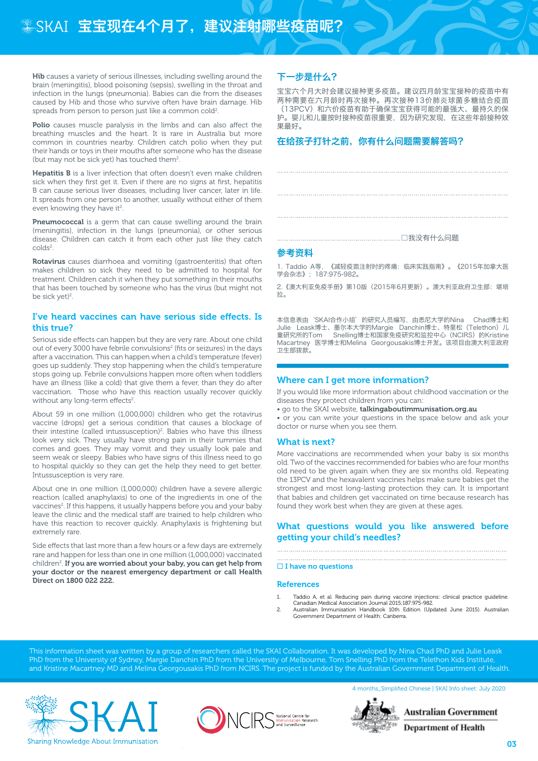# SKAI 宝宝现在4个月了，建议注射哪些疫苗呢？

**Hib** causes a variety of serious illnesses, including swelling around the brain (meningitis), blood poisoning (sepsis), swelling in the throat and infection in the lungs (pneumonia). Babies can die from the diseases caused by Hib and those who survive often have brain damage. Hib spreads from person to person just like a common cold[2].

**Polio** causes muscle paralysis in the limbs and can also affect the breathing muscles and the heart. It is rare in Australia but more common in countries nearby. Children catch polio when they put their hands or toys in their mouths after someone who has the disease (but may not be sick yet) has touched them[2].

**Hepatitis B** is a liver infection that often doesn't even make children sick when they first get it. Even if there are no signs at first, hepatitis B can cause serious liver diseases, including liver cancer, later in life. It spreads from one person to another, usually without either of them even knowing they have it[2].

**Pneumococcal** is a germ that can cause swelling around the brain (meningitis), infection in the lungs (pneumonia), or other serious disease. Children can catch it from each other just like they catch colds[2].

**Rotavirus** causes diarrhoea and vomiting (gastroenteritis) that often makes children so sick they need to be admitted to hospital for treatment. Children catch it when they put something in their mouths that has been touched by someone who has the virus (but might not be sick yet)[2].

## I've heard vaccines can have serious side effects. Is this true?

Serious side effects can happen but they are very rare. About one child out of every 3000 have febrile convulsions[2] (fits or seizures) in the days after a vaccination. This can happen when a child's temperature (fever) goes up suddenly. They stop happening when the child's temperature stops going up. Febrile convulsions happen more often when toddlers have an illness (like a cold) that give them a fever, than they do after vaccination. Those who have this reaction usually recover quickly without any long-term effects[2].

About 59 in one million (1,000,000) children who get the rotavirus vaccine (drops) get a serious condition that causes a blockage of their intestine (called intussusception)[2]. Babies who have this illness look very sick. They usually have strong pain in their tummies that comes and goes. They may vomit and they usually look pale and seem weak or sleepy. Babies who have signs of this illness need to go to hospital quickly so they can get the help they need to get better. Intussusception is very rare.

About one in one million (1,000,000) children have a severe allergic reaction (called anaphylaxis) to one of the ingredients in one of the vaccines[2]. If this happens, it usually happens before you and your baby leave the clinic and the medical staff are trained to help children who have this reaction to recover quickly. Anaphylaxis is frightening but extremely rare.

Side effects that last more than a few hours or a few days are extremely rare and happen for less than one in one million (1,000,000) vaccinated children[2]. **If you are worried about your baby, you can get help from your doctor or the nearest emergency department or call Health Direct on 1800 022 222.**

## 下一步是什么？

宝宝六个月大时会建议接种更多疫苗。建议四月龄宝宝接种的疫苗中有两种需要在六月龄时再次接种。再次接种13价肺炎球菌多糖结合疫苗（13PCV）和六价疫苗有助于确保宝宝获得可能的最强大、最持久的保护。婴儿和儿童按时接种疫苗很重要，因为研究发现，在这些年龄接种效果最好。

## 在给孩子打针之前，你有什么问题需要解答吗？

……………………………………………………………………………………

……………………………………………………………………………………

……………………………………………………………………………………

………………………………………………………□我没有什么问题

## 参考资料

1. Taddio A等，《减轻疫苗注射时的疼痛：临床实践指南》。《2015年加拿大医学会杂志》；187:975-982。

2.《澳大利亚免疫手册》第10版（2015年6月更新）。澳大利亚政府卫生部：堪培拉。

本信息表由‘SKAI合作小组’的研究人员编写，由悉尼大学的Nina Chad博士和Julie Leask博士、墨尔本大学的Margie Danchin博士、特里松（Telethon）儿童研究所的Tom Snelling博士和国家免疫研究和监控中心（NCIRS）的Kristine Macartney 医学博士和Melina Georgousakis博士开发。该项目由澳大利亚政府卫生部拨款。

## Where can I get more information?

If you would like more information about childhood vaccination or the diseases they protect children from you can:

- go to the SKAI website, **talkingaboutimmunisation.org.au**
- or you can write your questions in the space below and ask your doctor or nurse when you see them.

## What is next?

More vaccinations are recommended when your baby is six months old. Two of the vaccines recommended for babies who are four months old need to be given again when they are six months old. Repeating the 13PCV and the hexavalent vaccines helps make sure babies get the strongest and most long-lasting protection they can. It is important that babies and children get vaccinated on time because research has found they work best when they are given at these ages.

## What questions would you like answered before getting your child's needles?

……………………………………………………………………………………

……………………………………………………………………………………

☐ **I have no questions**

## References

1. Taddio A, et al. Reducing pain during vaccine injections: clinical practice guideline. Canadian Medical Association Journal 2015;187:975-982.
2. Australian Immunisation Handbook 10th Edition (Updated June 2015). Australian Government Department of Health: Canberra.

This information sheet was written by a group of researchers called the SKAI Collaboration. It was developed by Nina Chad PhD and Julie Leask PhD from the University of Sydney, Margie Danchin PhD from the University of Melbourne, Tom Snelling PhD from the Telethon Kids Institute, and Kristine Macartney MD and Melina Georgousakis PhD from NCIRS. The project is funded by the Australian Government Department of Health.

SKAI Sharing Knowledge About Immunisation

NCIRS National Centre for Immunisation Research and Surveillance

Australian Government Department of Health

4 months_Simplified Chinese | SKAI Info sheet: July 2020